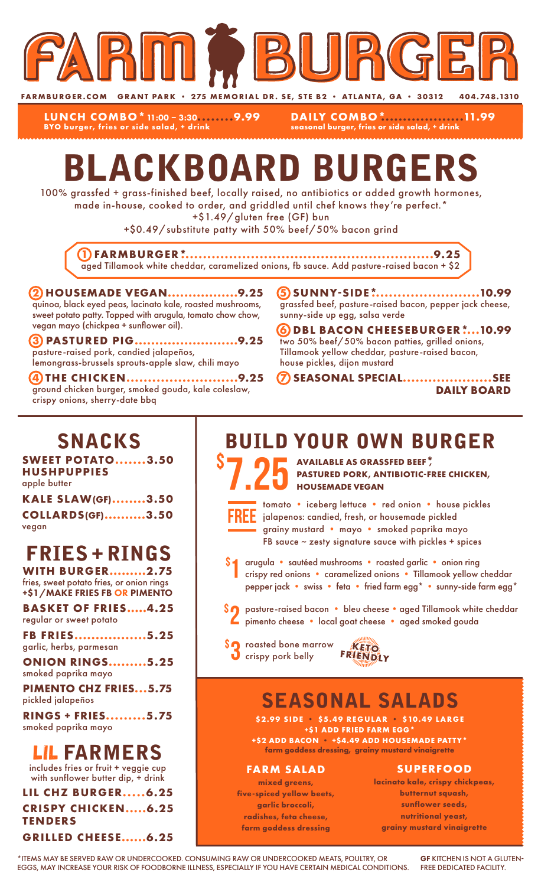# FARM BURGER

FARMBURGER.COM GRANT PARK • 275 MEMORIAL DR. SE, STE B2 • ATLANTA, GA • 30312 404.748.1310

**LUNCH COMBO* 11:00 – 3:30........9.99**
BYO burger, fries or side salad, + drink

**DAILY COMBO*..................11.99**
seasonal burger, fries or side salad, + drink

# BLACKBOARD BURGERS

100% grassfed + grass-finished beef, locally raised, no antibiotics or added growth hormones, made in-house, cooked to order, and griddled until chef knows they're perfect.*
+$1.49/gluten free (GF) bun
+$0.49/substitute patty with 50% beef/50% bacon grind

**1 FARMBURGER*.........................................................9.25**
aged Tillamook white cheddar, caramelized onions, fb sauce. Add pasture-raised bacon + $2

**2 HOUSEMADE VEGAN.................9.25**
quinoa, black eyed peas, lacinato kale, roasted mushrooms, sweet potato patty. Topped with arugula, tomato chow chow, vegan mayo (chickpea + sunflower oil).

**3 PASTURED PIG.........................9.25**
pasture-raised pork, candied jalapeños, lemongrass-brussels sprouts-apple slaw, chili mayo

**4 THE CHICKEN..........................9.25**
ground chicken burger, smoked gouda, kale coleslaw, crispy onions, sherry-date bbq

**5 SUNNY-SIDE*........................10.99**
grassfed beef, pasture-raised bacon, pepper jack cheese, sunny-side up egg, salsa verde

**6 DBL BACON CHEESEBURGER*...10.99**
two 50% beef/50% bacon patties, grilled onions, Tillamook yellow cheddar, pasture-raised bacon, house pickles, dijon mustard

**7 SEASONAL SPECIAL.....................SEE DAILY BOARD**

## SNACKS

**SWEET POTATO HUSHPUPPIES.......3.50**
apple butter

**KALE SLAW(GF)........3.50**

**COLLARDS(GF)..........3.50**
vegan

## FRIES + RINGS

**WITH BURGER.........2.75**
fries, sweet potato fries, or onion rings
**+$1/MAKE FRIES FB OR PIMENTO**

**BASKET OF FRIES.....4.25**
regular or sweet potato

**FB FRIES.................5.25**
garlic, herbs, parmesan

**ONION RINGS.........5.25**
smoked paprika mayo

**PIMENTO CHZ FRIES...5.75**
pickled jalapeños

**RINGS + FRIES.........5.75**
smoked paprika mayo

## LIL FARMERS

includes fries or fruit + veggie cup with sunflower butter dip, + drink

**LIL CHZ BURGER.....6.25**

**CRISPY CHICKEN TENDERS.....6.25**

**GRILLED CHEESE......6.25**

## BUILD YOUR OWN BURGER

**$7.25** **AVAILABLE AS GRASSFED BEEF*, PASTURED PORK, ANTIBIOTIC-FREE CHICKEN, HOUSEMADE VEGAN**

**FREE** tomato • iceberg lettuce • red onion • house pickles • jalapenos: candied, fresh, or housemade pickled • grainy mustard • mayo • smoked paprika mayo • FB sauce ~ zesty signature sauce with pickles + spices

**$1** arugula • sautéed mushrooms • roasted garlic • onion ring • crispy red onions • caramelized onions • Tillamook yellow cheddar • pepper jack • swiss • feta • fried farm egg* • sunny-side farm egg*

**$2** pasture-raised bacon • bleu cheese • aged Tillamook white cheddar • pimento cheese • local goat cheese • aged smoked gouda

**$3** roasted bone marrow • crispy pork belly

KETO FRIENDLY

## SEASONAL SALADS

**$2.99 SIDE • $5.49 REGULAR • $10.49 LARGE**
**+$1 ADD FRIED FARM EGG***
**+$2 ADD BACON • +$4.49 ADD HOUSEMADE PATTY***
farm goddess dressing, grainy mustard vinaigrette

**FARM SALAD**
mixed greens, five-spiced yellow beets, garlic broccoli, radishes, feta cheese, farm goddess dressing

**SUPERFOOD**
lacinato kale, crispy chickpeas, butternut squash, sunflower seeds, nutritional yeast, grainy mustard vinaigrette

*ITEMS MAY BE SERVED RAW OR UNDERCOOKED. CONSUMING RAW OR UNDERCOOKED MEATS, POULTRY, OR EGGS, MAY INCREASE YOUR RISK OF FOODBORNE ILLNESS, ESPECIALLY IF YOU HAVE CERTAIN MEDICAL CONDITIONS.

**GF** KITCHEN IS NOT A GLUTEN-FREE DEDICATED FACILITY.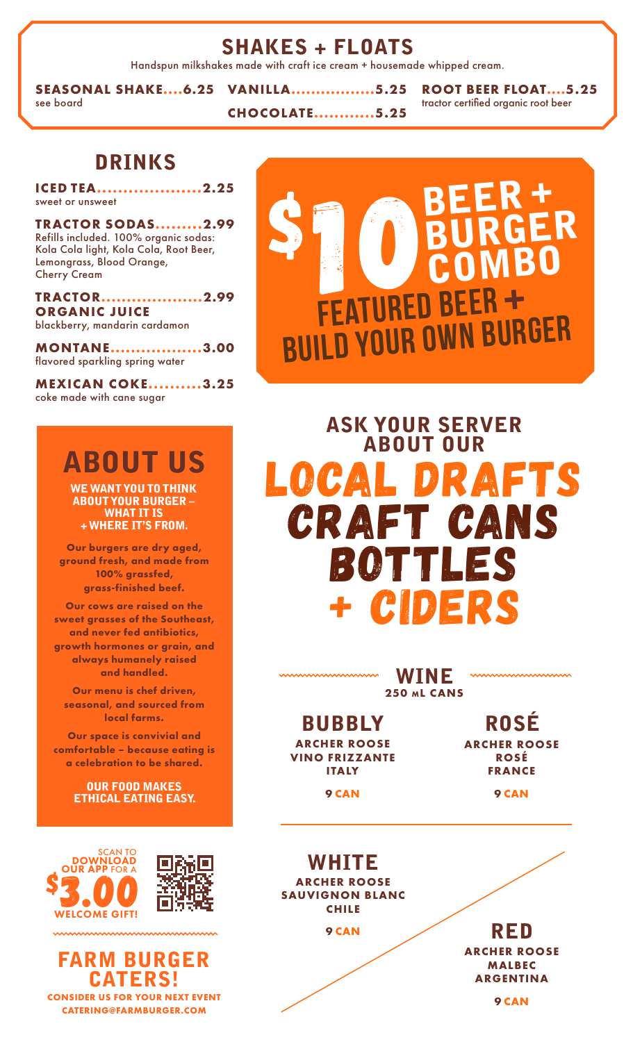## SHAKES + FLOATS

Handspun milkshakes made with craft ice cream + housemade whipped cream.

**SEASONAL SHAKE....6.25**
see board

**VANILLA.................5.25**

**CHOCOLATE............5.25**

**ROOT BEER FLOAT....5.25**
tractor certified organic root beer

## DRINKS

**ICED TEA....................2.25**
sweet or unsweet

**TRACTOR SODAS.........2.99**
Refills included. 100% organic sodas: Kola Cola light, Kola Cola, Root Beer, Lemongrass, Blood Orange, Cherry Cream

**TRACTOR ORGANIC JUICE....................2.99**
blackberry, mandarin cardamon

**MONTANE..................3.00**
flavored sparkling spring water

**MEXICAN COKE..........3.25**
coke made with cane sugar

## $10 BEER + BURGER COMBO

FEATURED BEER + BUILD YOUR OWN BURGER

## ABOUT US

**WE WANT YOU TO THINK ABOUT YOUR BURGER – WHAT IT IS + WHERE IT'S FROM.**

**Our burgers are dry aged, ground fresh, and made from 100% grassfed, grass-finished beef.**

**Our cows are raised on the sweet grasses of the Southeast, and never fed antibiotics, growth hormones or grain, and always humanely raised and handled.**

**Our menu is chef driven, seasonal, and sourced from local farms.**

**Our space is convivial and comfortable – because eating is a celebration to be shared.**

**OUR FOOD MAKES ETHICAL EATING EASY.**

## ASK YOUR SERVER ABOUT OUR

# LOCAL DRAFTS CRAFT CANS BOTTLES + CIDERS

## WINE

**250 ML CANS**

### BUBBLY

**ARCHER ROOSE VINO FRIZZANTE ITALY**

**9 CAN**

### ROSÉ

**ARCHER ROOSE ROSÉ FRANCE**

**9 CAN**

### WHITE

**ARCHER ROOSE SAUVIGNON BLANC CHILE**

**9 CAN**

### RED

**ARCHER ROOSE MALBEC ARGENTINA**

**9 CAN**

SCAN TO DOWNLOAD OUR APP FOR A $3.00 WELCOME GIFT!

## FARM BURGER CATERS!

CONSIDER US FOR YOUR NEXT EVENT
CATERING@FARMBURGER.COM